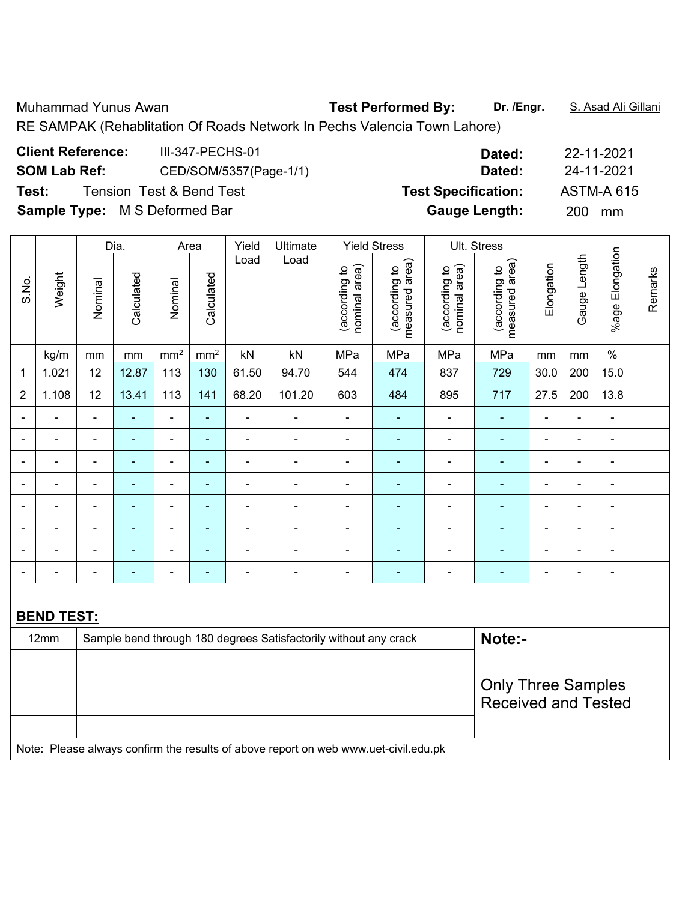Muhammad Yunus Awan **Test Performed By:** **Dr. /Engr.** S. Asad Ali Gillani

RE SAMPAK (Rehablitation Of Roads Network In Pechs Valencia Town Lahore)

**Client Reference:** III-347-PECHS-01 **Dated:** 22-11-2021

**SOM Lab Ref:** CED/SOM/5357(Page-1/1) **Dated:** 24-11-2021

**Test:** Tension Test & Bend Test **Test Specification:** ASTM-A 615

**Sample Type:** M S Deformed Bar **Gauge Length:** 200 mm

| S.No. | Weight | Dia. | | Area | | Yield Load | Ultimate Load | Yield Stress | | Ult. Stress | | Elongation | Gauge Length | %age Elongation | Remarks |
|---|---|---|---|---|---|---|---|---|---|---|---|---|---|---|---|
| | | Nominal | Calculated | Nominal | Calculated | | | (according to nominal area) | (according to measured area) | (according to nominal area) | (according to measured area) | | | | |
| | kg/m | mm | mm | mm² | mm² | kN | kN | MPa | MPa | MPa | MPa | mm | mm | % | |
| 1 | 1.021 | 12 | 12.87 | 113 | 130 | 61.50 | 94.70 | 544 | 474 | 837 | 729 | 30.0 | 200 | 15.0 | |
| 2 | 1.108 | 12 | 13.41 | 113 | 141 | 68.20 | 101.20 | 603 | 484 | 895 | 717 | 27.5 | 200 | 13.8 | |
| - | - | - | - | - | - | - | - | - | - | - | - | - | - | - | |
| - | - | - | - | - | - | - | - | - | - | - | - | - | - | - | |
| - | - | - | - | - | - | - | - | - | - | - | - | - | - | - | |
| - | - | - | - | - | - | - | - | - | - | - | - | - | - | - | |
| - | - | - | - | - | - | - | - | - | - | - | - | - | - | - | |
| - | - | - | - | - | - | - | - | - | - | - | - | - | - | - | |
| - | - | - | - | - | - | - | - | - | - | - | - | - | - | - | |
| - | - | - | - | - | - | - | - | - | - | - | - | - | - | - | |

**BEND TEST:**

| | | |
|---|---|---|
| 12mm | Sample bend through 180 degrees Satisfactorily without any crack | **Note:-** |
| | | Only Three Samples Received and Tested |

Note: Please always confirm the results of above report on web www.uet-civil.edu.pk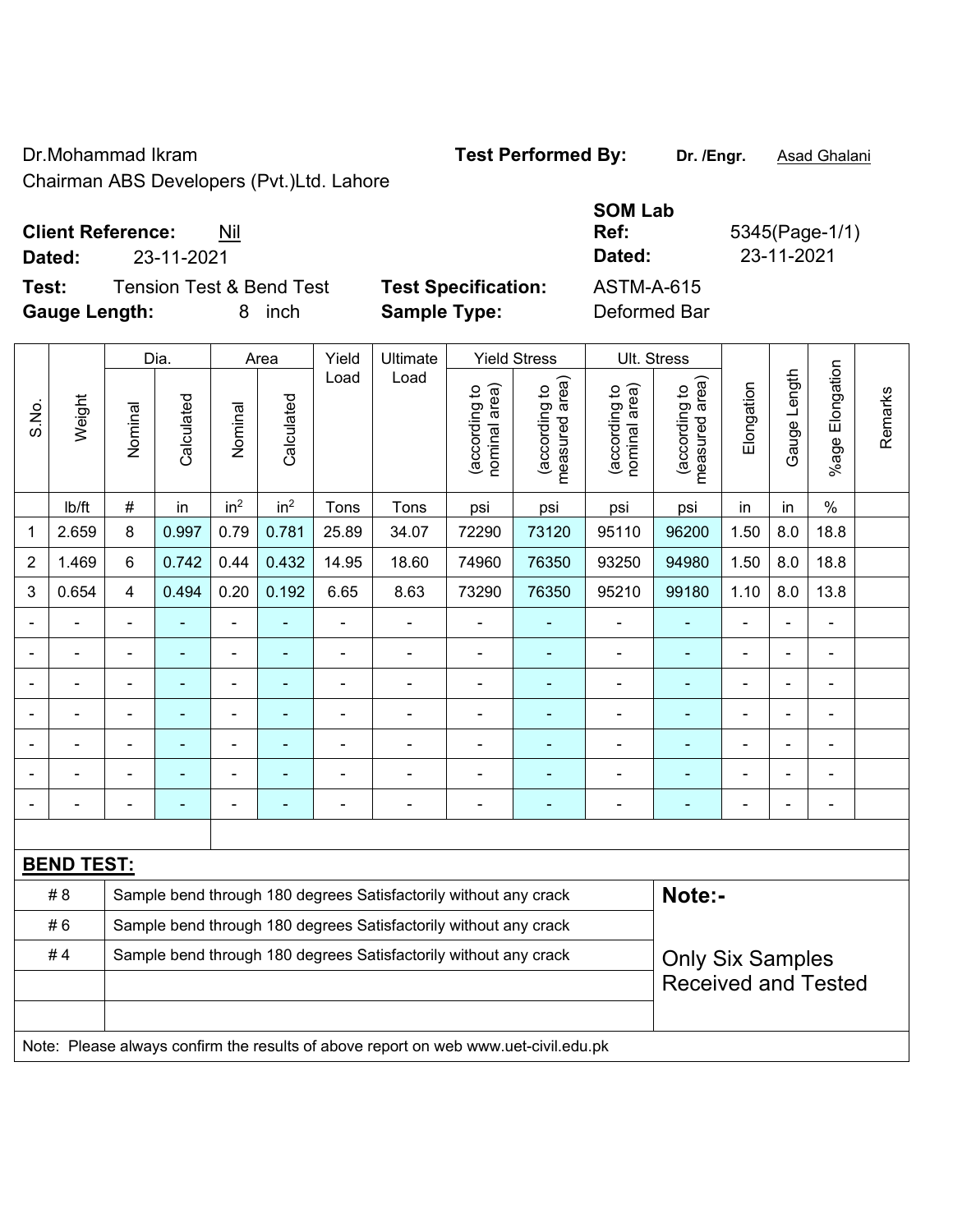Dr.Mohammad Ikram
Chairman ABS Developers (Pvt.)Ltd. Lahore

**Test Performed By:** **Dr. /Engr.** Asad Ghalani

**SOM Lab**

**Client Reference:** Nil
**Dated:** 23-11-2021

**Ref:** 5345(Page-1/1)
**Dated:** 23-11-2021

**Test:** Tension Test & Bend Test
**Gauge Length:** 8 inch

**Test Specification:** ASTM-A-615
**Sample Type:** Deformed Bar

| S.No. | Weight | Dia. | | Area | | Yield Load | Ultimate Load | Yield Stress | | Ult. Stress | | Elongation | Gauge Length | %age Elongation | Remarks |
|---|---|---|---|---|---|---|---|---|---|---|---|---|---|---|---|
| | | Nominal | Calculated | Nominal | Calculated | | | (according to nominal area) | (according to measured area) | (according to nominal area) | (according to measured area) | | | | |
| | lb/ft | # | in | in$^2$ | in$^2$ | Tons | Tons | psi | psi | psi | psi | in | in | % | |
| 1 | 2.659 | 8 | 0.997 | 0.79 | 0.781 | 25.89 | 34.07 | 72290 | 73120 | 95110 | 96200 | 1.50 | 8.0 | 18.8 | |
| 2 | 1.469 | 6 | 0.742 | 0.44 | 0.432 | 14.95 | 18.60 | 74960 | 76350 | 93250 | 94980 | 1.50 | 8.0 | 18.8 | |
| 3 | 0.654 | 4 | 0.494 | 0.20 | 0.192 | 6.65 | 8.63 | 73290 | 76350 | 95210 | 99180 | 1.10 | 8.0 | 13.8 | |
| - | - | - | - | - | - | - | - | - | - | - | - | - | - | - | |
| - | - | - | - | - | - | - | - | - | - | - | - | - | - | - | |
| - | - | - | - | - | - | - | - | - | - | - | - | - | - | - | |
| - | - | - | - | - | - | - | - | - | - | - | - | - | - | - | |
| - | - | - | - | - | - | - | - | - | - | - | - | - | - | - | |
| - | - | - | - | - | - | - | - | - | - | - | - | - | - | - | |
| - | - | - | - | - | - | - | - | - | - | - | - | - | - | - | |

**BEND TEST:**

| Bar | Result |
|---|---|
| # 8 | Sample bend through 180 degrees Satisfactorily without any crack |
| # 6 | Sample bend through 180 degrees Satisfactorily without any crack |
| # 4 | Sample bend through 180 degrees Satisfactorily without any crack |

**Note:-**

Only Six Samples Received and Tested

Note: Please always confirm the results of above report on web www.uet-civil.edu.pk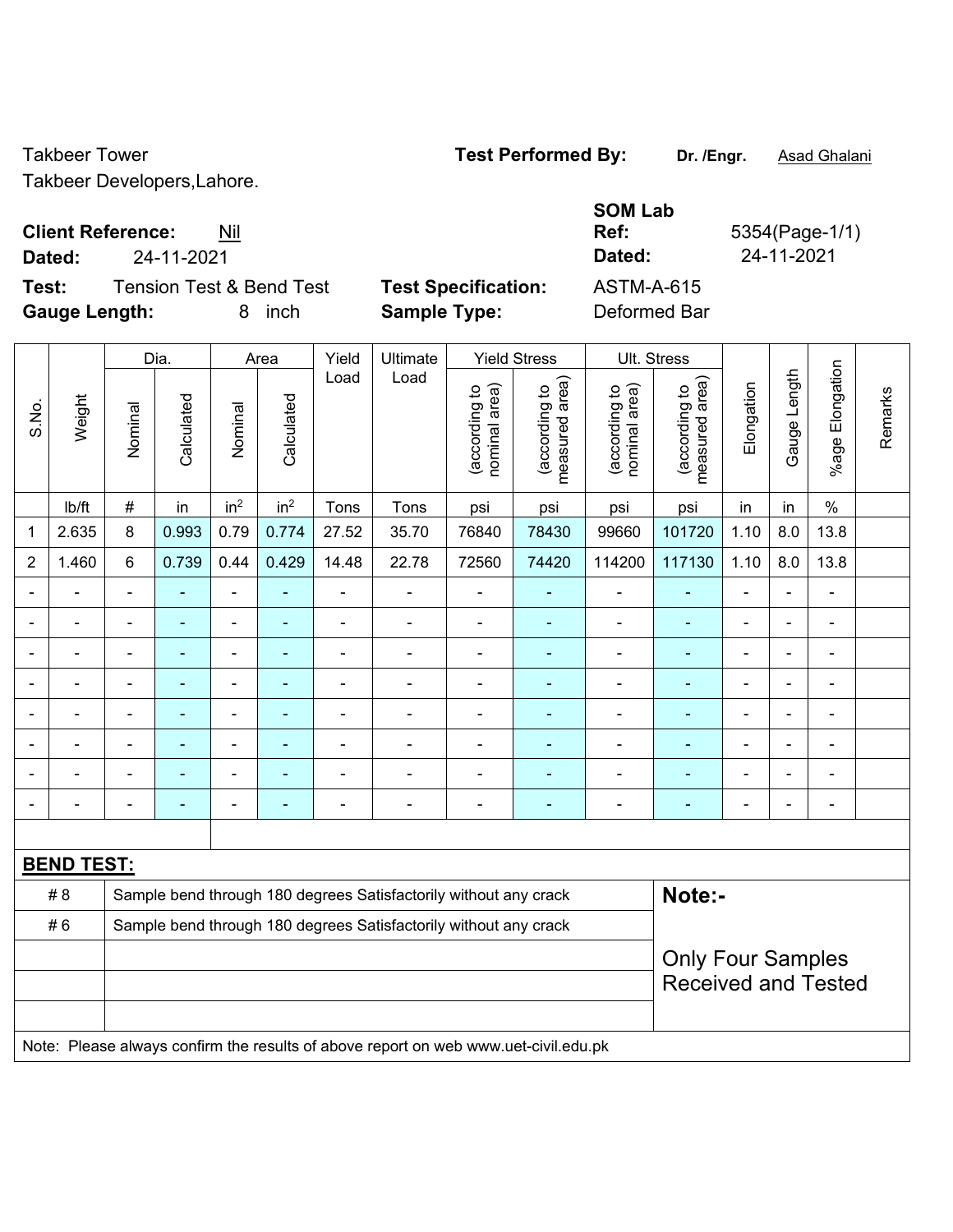Takbeer Tower
Takbeer Developers,Lahore.

**Test Performed By:** **Dr. /Engr.** Asad Ghalani

**Client Reference:** Nil
**Dated:** 24-11-2021

**SOM Lab Ref:** 5354(Page-1/1)
**Dated:** 24-11-2021

**Test:** Tension Test & Bend Test
**Gauge Length:** 8 inch

**Test Specification:** ASTM-A-615
**Sample Type:** Deformed Bar

| S.No. | Weight | Dia. | | Area | | Yield Load | Ultimate Load | Yield Stress | | Ult. Stress | | Elongation | Gauge Length | %age Elongation | Remarks |
|---|---|---|---|---|---|---|---|---|---|---|---|---|---|---|---|
| | | Nominal | Calculated | Nominal | Calculated | | | (according to nominal area) | (according to measured area) | (according to nominal area) | (according to measured area) | | | | |
| | lb/ft | # | in | $in^2$ | $in^2$ | Tons | Tons | psi | psi | psi | psi | in | in | % | |
| 1 | 2.635 | 8 | 0.993 | 0.79 | 0.774 | 27.52 | 35.70 | 76840 | 78430 | 99660 | 101720 | 1.10 | 8.0 | 13.8 | |
| 2 | 1.460 | 6 | 0.739 | 0.44 | 0.429 | 14.48 | 22.78 | 72560 | 74420 | 114200 | 117130 | 1.10 | 8.0 | 13.8 | |
| - | - | - | - | - | - | - | - | - | - | - | - | - | - | - | |
| - | - | - | - | - | - | - | - | - | - | - | - | - | - | - | |
| - | - | - | - | - | - | - | - | - | - | - | - | - | - | - | |
| - | - | - | - | - | - | - | - | - | - | - | - | - | - | - | |
| - | - | - | - | - | - | - | - | - | - | - | - | - | - | - | |
| - | - | - | - | - | - | - | - | - | - | - | - | - | - | - | |
| - | - | - | - | - | - | - | - | - | - | - | - | - | - | - | |
| - | - | - | - | - | - | - | - | - | - | - | - | - | - | - | |

**BEND TEST:**

| | | |
|---|---|---|
| # 8 | Sample bend through 180 degrees Satisfactorily without any crack | **Note:-** |
| # 6 | Sample bend through 180 degrees Satisfactorily without any crack | |
| | | Only Four Samples Received and Tested |

Note: Please always confirm the results of above report on web www.uet-civil.edu.pk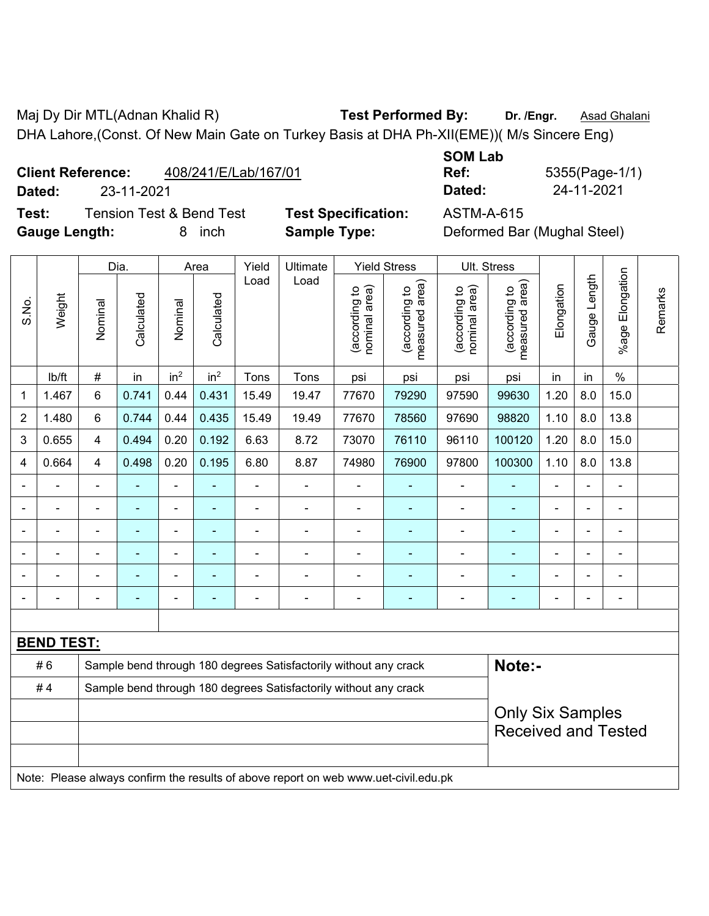Maj Dy Dir MTL(Adnan Khalid R) **Test Performed By:** **Dr. /Engr.** Asad Ghalani

DHA Lahore,(Const. Of New Main Gate on Turkey Basis at DHA Ph-XII(EME))( M/s Sincere Eng)

**Client Reference:** 408/241/E/Lab/167/01 **SOM Lab Ref:** 5355(Page-1/1)

**Dated:** 23-11-2021 **Dated:** 24-11-2021

**Test:** Tension Test & Bend Test **Test Specification:** ASTM-A-615

**Gauge Length:** 8 inch **Sample Type:** Deformed Bar (Mughal Steel)

| S.No. | Weight | Dia. | | Area | | Yield Load | Ultimate Load | Yield Stress | | Ult. Stress | | Elongation | Gauge Length | %age Elongation | Remarks |
|---|---|---|---|---|---|---|---|---|---|---|---|---|---|---|---|
| | | Nominal | Calculated | Nominal | Calculated | | | (according to nominal area) | (according to measured area) | (according to nominal area) | (according to measured area) | | | | |
| | lb/ft | # | in | in$^2$ | in$^2$ | Tons | Tons | psi | psi | psi | psi | in | in | % | |
| 1 | 1.467 | 6 | 0.741 | 0.44 | 0.431 | 15.49 | 19.47 | 77670 | 79290 | 97590 | 99630 | 1.20 | 8.0 | 15.0 | |
| 2 | 1.480 | 6 | 0.744 | 0.44 | 0.435 | 15.49 | 19.49 | 77670 | 78560 | 97690 | 98820 | 1.10 | 8.0 | 13.8 | |
| 3 | 0.655 | 4 | 0.494 | 0.20 | 0.192 | 6.63 | 8.72 | 73070 | 76110 | 96110 | 100120 | 1.20 | 8.0 | 15.0 | |
| 4 | 0.664 | 4 | 0.498 | 0.20 | 0.195 | 6.80 | 8.87 | 74980 | 76900 | 97800 | 100300 | 1.10 | 8.0 | 13.8 | |
| - | - | - | - | - | - | - | - | - | - | - | - | - | - | - | |
| - | - | - | - | - | - | - | - | - | - | - | - | - | - | - | |
| - | - | - | - | - | - | - | - | - | - | - | - | - | - | - | |
| - | - | - | - | - | - | - | - | - | - | - | - | - | - | - | |
| - | - | - | - | - | - | - | - | - | - | - | - | - | - | - | |
| - | - | - | - | - | - | - | - | - | - | - | - | - | - | - | |

**BEND TEST:**

| | | |
|---|---|---|
| # 6 | Sample bend through 180 degrees Satisfactorily without any crack | **Note:-** |
| # 4 | Sample bend through 180 degrees Satisfactorily without any crack | Only Six Samples Received and Tested |

Note: Please always confirm the results of above report on web www.uet-civil.edu.pk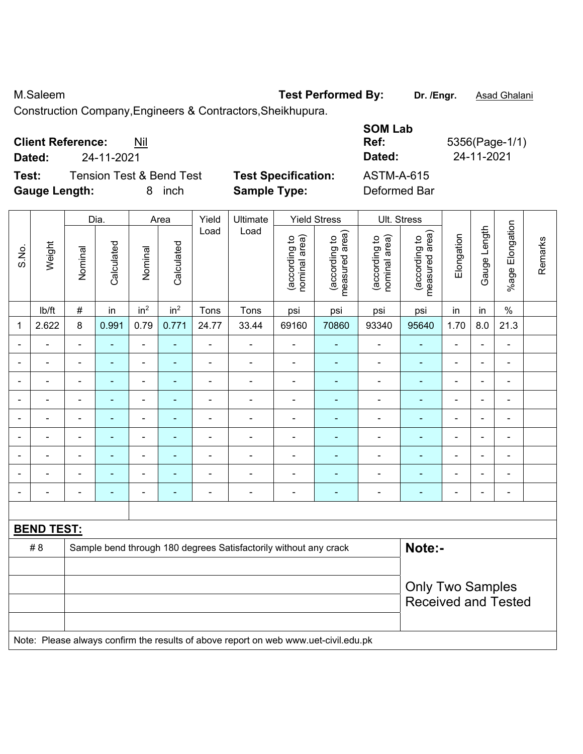M.Saleem **Test Performed By:** **Dr. /Engr.** Asad Ghalani

Construction Company,Engineers & Contractors,Sheikhupura.

**Client Reference:** Nil

**Dated:** 24-11-2021

**SOM Lab Ref:** 5356(Page-1/1)

**Dated:** 24-11-2021

**Test:** Tension Test & Bend Test **Test Specification:** ASTM-A-615

**Gauge Length:** 8 inch **Sample Type:** Deformed Bar

| S.No. | Weight | Dia. | | Area | | Yield Load | Ultimate Load | Yield Stress | | Ult. Stress | | Elongation | Gauge Length | %age Elongation | Remarks |
|---|---|---|---|---|---|---|---|---|---|---|---|---|---|---|---|
| | | Nominal | Calculated | Nominal | Calculated | | | (according to nominal area) | (according to measured area) | (according to nominal area) | (according to measured area) | | | | |
| | lb/ft | # | in | $in^2$ | $in^2$ | Tons | Tons | psi | psi | psi | psi | in | in | % | |
| 1 | 2.622 | 8 | 0.991 | 0.79 | 0.771 | 24.77 | 33.44 | 69160 | 70860 | 93340 | 95640 | 1.70 | 8.0 | 21.3 | |
| - | - | - | - | - | - | - | - | - | - | - | - | - | - | - | |
| - | - | - | - | - | - | - | - | - | - | - | - | - | - | - | |
| - | - | - | - | - | - | - | - | - | - | - | - | - | - | - | |
| - | - | - | - | - | - | - | - | - | - | - | - | - | - | - | |
| - | - | - | - | - | - | - | - | - | - | - | - | - | - | - | |
| - | - | - | - | - | - | - | - | - | - | - | - | - | - | - | |
| - | - | - | - | - | - | - | - | - | - | - | - | - | - | - | |
| - | - | - | - | - | - | - | - | - | - | - | - | - | - | - | |
| - | - | - | - | - | - | - | - | - | - | - | - | - | - | - | |

**BEND TEST:**

| | | |
|---|---|---|
| # 8 | Sample bend through 180 degrees Satisfactorily without any crack | **Note:-** |
| | | Only Two Samples Received and Tested |
| | | |
| | | |
| | | |

Note: Please always confirm the results of above report on web www.uet-civil.edu.pk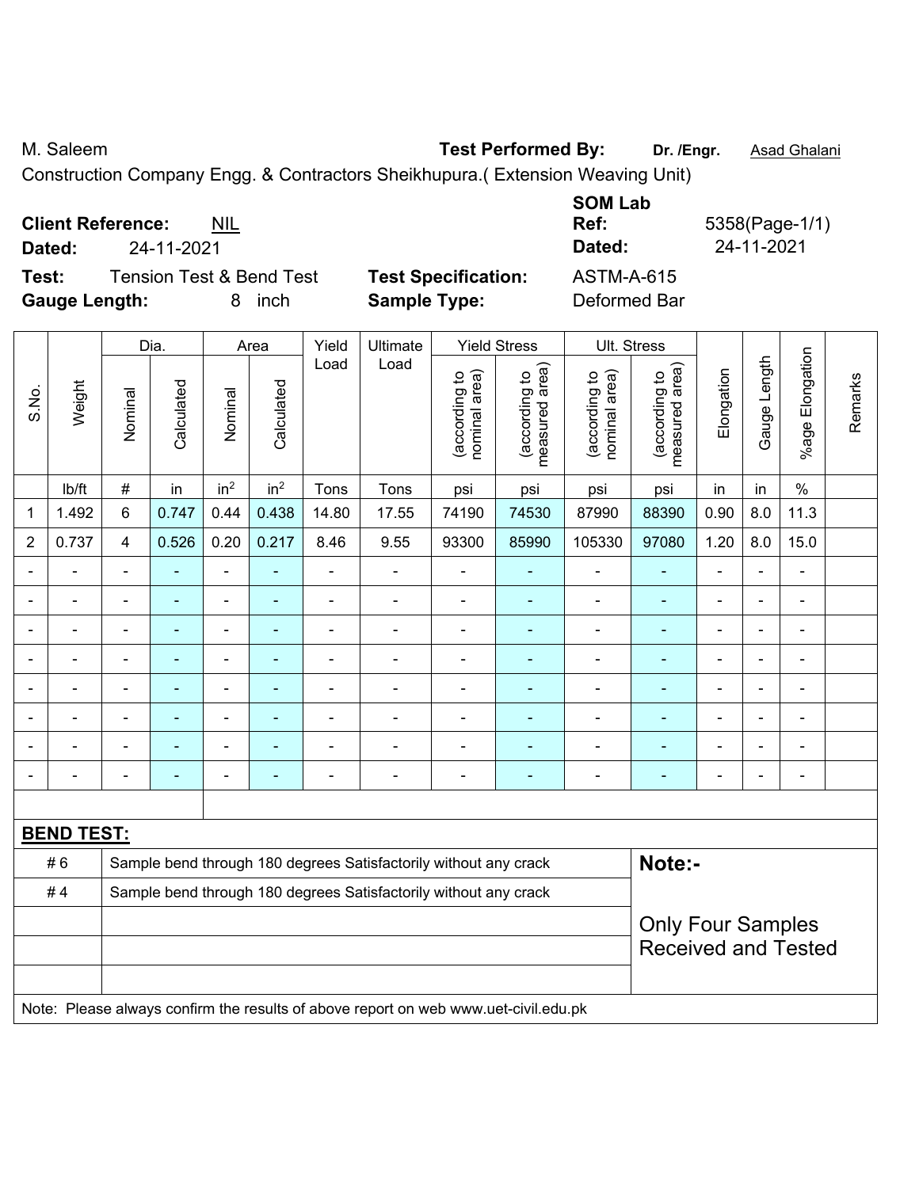M. Saleem **Test Performed By:** **Dr. /Engr.** Asad Ghalani

Construction Company Engg. & Contractors Sheikhupura.( Extension Weaving Unit)

**Client Reference:** NIL **SOM Lab Ref:** 5358(Page-1/1)

**Dated:** 24-11-2021 **Dated:** 24-11-2021

**Test:** Tension Test & Bend Test **Test Specification:** ASTM-A-615

**Gauge Length:** 8 inch **Sample Type:** Deformed Bar

| S.No. | Weight | Dia. | | Area | | Yield Load | Ultimate Load | Yield Stress | | Ult. Stress | | Elongation | Gauge Length | %age Elongation | Remarks |
|---|---|---|---|---|---|---|---|---|---|---|---|---|---|---|---|
| | | Nominal | Calculated | Nominal | Calculated | | | (according to nominal area) | (according to measured area) | (according to nominal area) | (according to measured area) | | | | |
| | lb/ft | # | in | $in^2$ | $in^2$ | Tons | Tons | psi | psi | psi | psi | in | in | % | |
| 1 | 1.492 | 6 | 0.747 | 0.44 | 0.438 | 14.80 | 17.55 | 74190 | 74530 | 87990 | 88390 | 0.90 | 8.0 | 11.3 | |
| 2 | 0.737 | 4 | 0.526 | 0.20 | 0.217 | 8.46 | 9.55 | 93300 | 85990 | 105330 | 97080 | 1.20 | 8.0 | 15.0 | |
| - | - | - | - | - | - | - | - | - | - | - | - | - | - | - | |
| - | - | - | - | - | - | - | - | - | - | - | - | - | - | - | |
| - | - | - | - | - | - | - | - | - | - | - | - | - | - | - | |
| - | - | - | - | - | - | - | - | - | - | - | - | - | - | - | |
| - | - | - | - | - | - | - | - | - | - | - | - | - | - | - | |
| - | - | - | - | - | - | - | - | - | - | - | - | - | - | - | |
| - | - | - | - | - | - | - | - | - | - | - | - | - | - | - | |
| - | - | - | - | - | - | - | - | - | - | - | - | - | - | - | |

**BEND TEST:**

| | | |
|---|---|---|
| # 6 | Sample bend through 180 degrees Satisfactorily without any crack | **Note:-** |
| # 4 | Sample bend through 180 degrees Satisfactorily without any crack | Only Four Samples Received and Tested |

Note: Please always confirm the results of above report on web www.uet-civil.edu.pk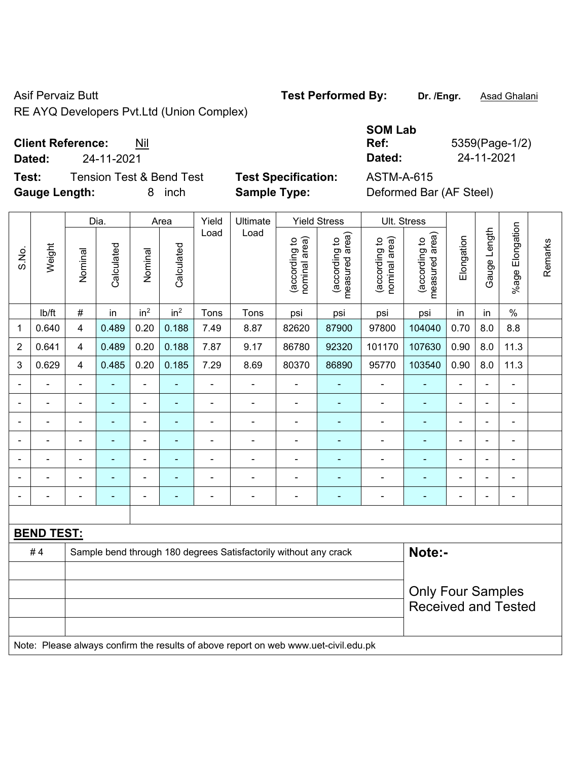Asif Pervaiz Butt

RE AYQ Developers Pvt.Ltd (Union Complex)

**Test Performed By:** **Dr. /Engr.** Asad Ghalani

**Client Reference:** Nil

**Dated:** 24-11-2021

**SOM Lab Ref:** 5359(Page-1/2)

**Dated:** 24-11-2021

**Test:** Tension Test & Bend Test

**Test Specification:** ASTM-A-615

**Gauge Length:** 8 inch

**Sample Type:** Deformed Bar (AF Steel)

| S.No. | Weight | Dia. | | Area | | Yield Load | Ultimate Load | Yield Stress | | Ult. Stress | | Elongation | Gauge Length | %age Elongation | Remarks |
|---|---|---|---|---|---|---|---|---|---|---|---|---|---|---|---|
| | | Nominal | Calculated | Nominal | Calculated | | | (according to nominal area) | (according to measured area) | (according to nominal area) | (according to measured area) | | | | |
| | lb/ft | # | in | $in^2$ | $in^2$ | Tons | Tons | psi | psi | psi | psi | in | in | % | |
| 1 | 0.640 | 4 | 0.489 | 0.20 | 0.188 | 7.49 | 8.87 | 82620 | 87900 | 97800 | 104040 | 0.70 | 8.0 | 8.8 | |
| 2 | 0.641 | 4 | 0.489 | 0.20 | 0.188 | 7.87 | 9.17 | 86780 | 92320 | 101170 | 107630 | 0.90 | 8.0 | 11.3 | |
| 3 | 0.629 | 4 | 0.485 | 0.20 | 0.185 | 7.29 | 8.69 | 80370 | 86890 | 95770 | 103540 | 0.90 | 8.0 | 11.3 | |
| - | - | - | - | - | - | - | - | - | - | - | - | - | - | - | |
| - | - | - | - | - | - | - | - | - | - | - | - | - | - | - | |
| - | - | - | - | - | - | - | - | - | - | - | - | - | - | - | |
| - | - | - | - | - | - | - | - | - | - | - | - | - | - | - | |
| - | - | - | - | - | - | - | - | - | - | - | - | - | - | - | |
| - | - | - | - | - | - | - | - | - | - | - | - | - | - | - | |
| - | - | - | - | - | - | - | - | - | - | - | - | - | - | - | |

**BEND TEST:**

| | | |
|---|---|---|
| # 4 | Sample bend through 180 degrees Satisfactorily without any crack | **Note:-** Only Four Samples Received and Tested |

Note: Please always confirm the results of above report on web www.uet-civil.edu.pk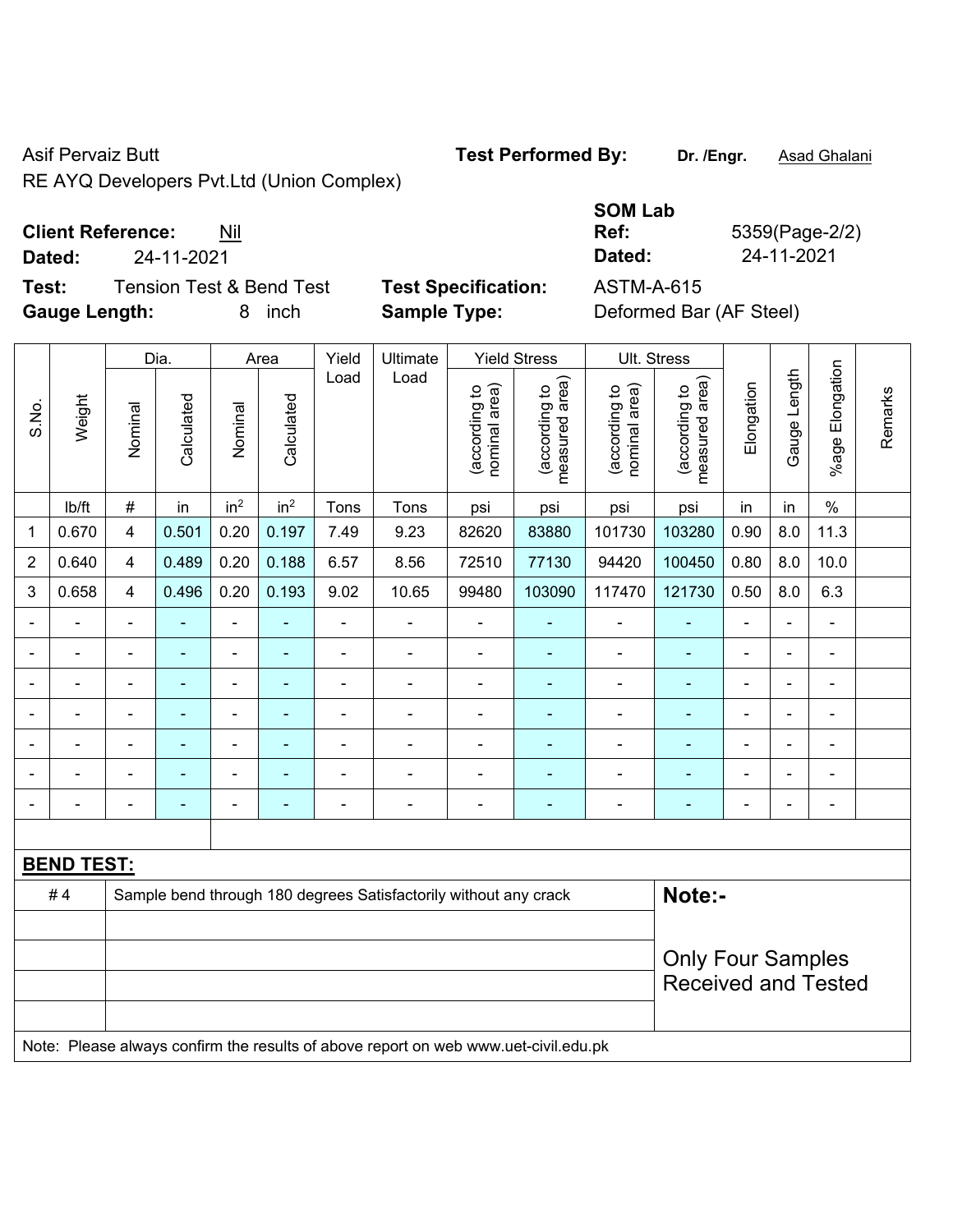Asif Pervaiz Butt

RE AYQ Developers Pvt.Ltd (Union Complex)

**Test Performed By:** **Dr. /Engr.** Asad Ghalani

**SOM Lab**

**Client Reference:** Nil

**Dated:** 24-11-2021

**Ref:** 5359(Page-2/2)

**Dated:** 24-11-2021

**Test:** Tension Test & Bend Test

**Gauge Length:** 8 inch

**Test Specification:** ASTM-A-615

**Sample Type:** Deformed Bar (AF Steel)

| S.No. | Weight | Dia. | | Area | | Yield Load | Ultimate Load | Yield Stress | | Ult. Stress | | Elongation | Gauge Length | %age Elongation | Remarks |
|---|---|---|---|---|---|---|---|---|---|---|---|---|---|---|---|
| | | Nominal | Calculated | Nominal | Calculated | | | (according to nominal area) | (according to measured area) | (according to nominal area) | (according to measured area) | | | | |
| | lb/ft | # | in | in² | in² | Tons | Tons | psi | psi | psi | psi | in | in | % | |
| 1 | 0.670 | 4 | 0.501 | 0.20 | 0.197 | 7.49 | 9.23 | 82620 | 83880 | 101730 | 103280 | 0.90 | 8.0 | 11.3 | |
| 2 | 0.640 | 4 | 0.489 | 0.20 | 0.188 | 6.57 | 8.56 | 72510 | 77130 | 94420 | 100450 | 0.80 | 8.0 | 10.0 | |
| 3 | 0.658 | 4 | 0.496 | 0.20 | 0.193 | 9.02 | 10.65 | 99480 | 103090 | 117470 | 121730 | 0.50 | 8.0 | 6.3 | |
| - | - | - | - | - | - | - | - | - | - | - | - | - | - | - | |
| - | - | - | - | - | - | - | - | - | - | - | - | - | - | - | |
| - | - | - | - | - | - | - | - | - | - | - | - | - | - | - | |
| - | - | - | - | - | - | - | - | - | - | - | - | - | - | - | |
| - | - | - | - | - | - | - | - | - | - | - | - | - | - | - | |
| - | - | - | - | - | - | - | - | - | - | - | - | - | - | - | |
| - | - | - | - | - | - | - | - | - | - | - | - | - | - | - | |

**BEND TEST:**

| | | |
|---|---|---|
| # 4 | Sample bend through 180 degrees Satisfactorily without any crack | **Note:-** |
| | | Only Four Samples Received and Tested |

Note: Please always confirm the results of above report on web www.uet-civil.edu.pk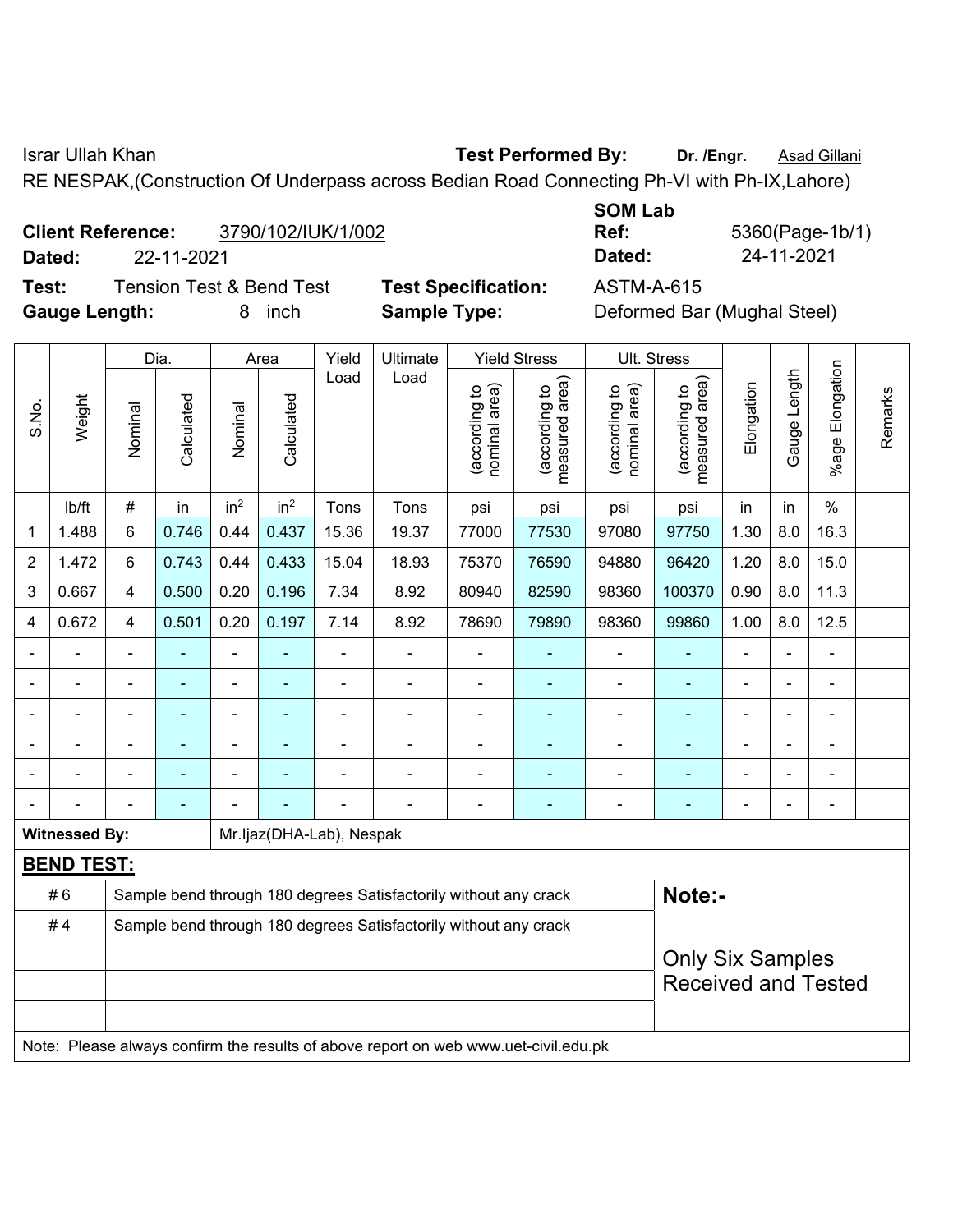Israr Ullah Khan **Test Performed By:** **Dr. /Engr.** Asad Gillani

RE NESPAK,(Construction Of Underpass across Bedian Road Connecting Ph-VI with Ph-IX,Lahore)

**Client Reference:** 3790/102/IUK/1/002 **SOM Lab Ref:** 5360(Page-1b/1)

**Dated:** 22-11-2021 **Dated:** 24-11-2021

**Test:** Tension Test & Bend Test **Test Specification:** ASTM-A-615

**Gauge Length:** 8 inch **Sample Type:** Deformed Bar (Mughal Steel)

| S.No. | Weight | Dia. | | Area | | Yield Load | Ultimate Load | Yield Stress | | Ult. Stress | | Elongation | Gauge Length | %age Elongation | Remarks |
|---|---|---|---|---|---|---|---|---|---|---|---|---|---|---|---|
| | | Nominal | Calculated | Nominal | Calculated | | | (according to nominal area) | (according to measured area) | (according to nominal area) | (according to measured area) | | | | |
| | lb/ft | # | in | $in^2$ | $in^2$ | Tons | Tons | psi | psi | psi | psi | in | in | % | |
| 1 | 1.488 | 6 | 0.746 | 0.44 | 0.437 | 15.36 | 19.37 | 77000 | 77530 | 97080 | 97750 | 1.30 | 8.0 | 16.3 | |
| 2 | 1.472 | 6 | 0.743 | 0.44 | 0.433 | 15.04 | 18.93 | 75370 | 76590 | 94880 | 96420 | 1.20 | 8.0 | 15.0 | |
| 3 | 0.667 | 4 | 0.500 | 0.20 | 0.196 | 7.34 | 8.92 | 80940 | 82590 | 98360 | 100370 | 0.90 | 8.0 | 11.3 | |
| 4 | 0.672 | 4 | 0.501 | 0.20 | 0.197 | 7.14 | 8.92 | 78690 | 79890 | 98360 | 99860 | 1.00 | 8.0 | 12.5 | |
| - | - | - | - | - | - | - | - | - | - | - | - | - | - | - | |
| - | - | - | - | - | - | - | - | - | - | - | - | - | - | - | |
| - | - | - | - | - | - | - | - | - | - | - | - | - | - | - | |
| - | - | - | - | - | - | - | - | - | - | - | - | - | - | - | |
| - | - | - | - | - | - | - | - | - | - | - | - | - | - | - | |
| - | - | - | - | - | - | - | - | - | - | - | - | - | - | - | |

**Witnessed By:** Mr.Ijaz(DHA-Lab), Nespak

**BEND TEST:**

| | | |
|---|---|---|
| # 6 | Sample bend through 180 degrees Satisfactorily without any crack | **Note:-** |
| # 4 | Sample bend through 180 degrees Satisfactorily without any crack | Only Six Samples Received and Tested |

Note: Please always confirm the results of above report on web www.uet-civil.edu.pk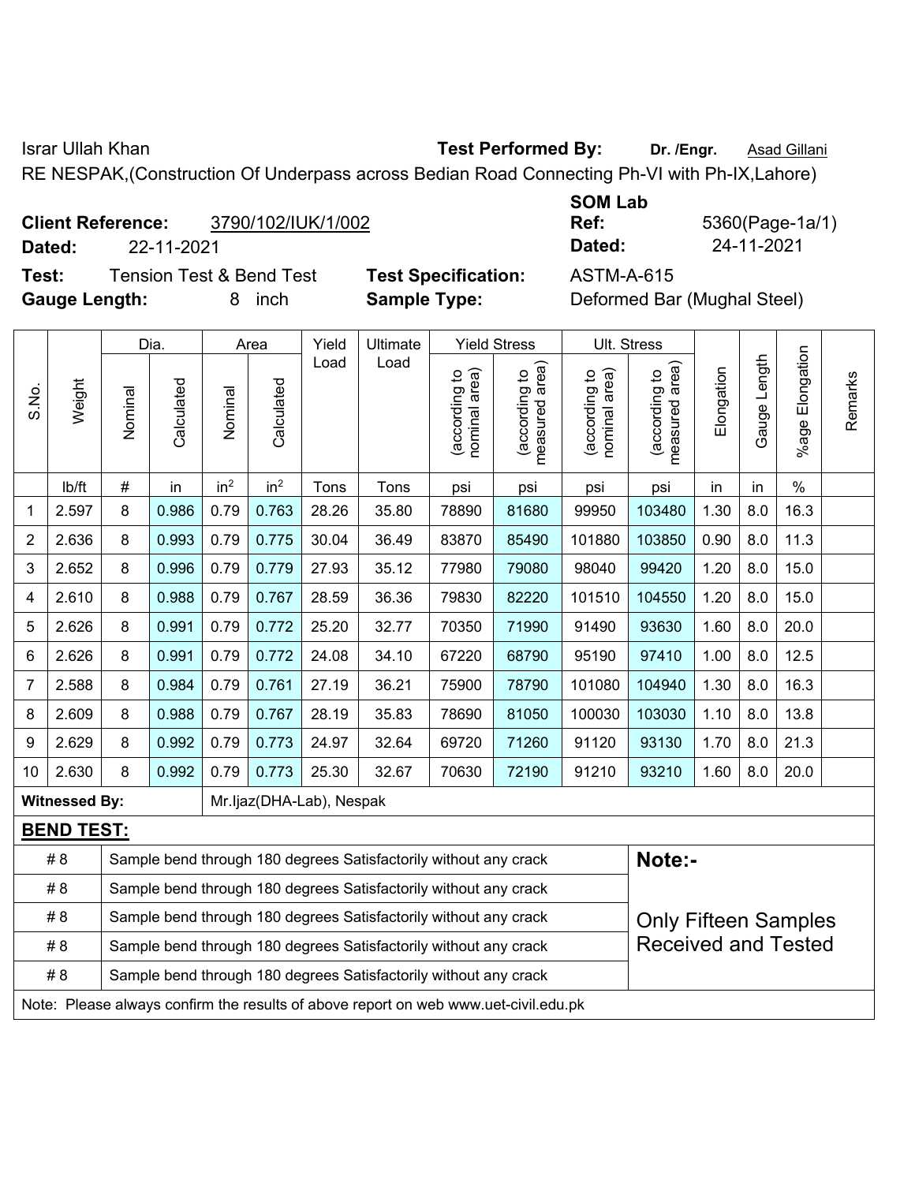Israr Ullah Khan **Test Performed By:** **Dr. /Engr.** Asad Gillani

RE NESPAK,(Construction Of Underpass across Bedian Road Connecting Ph-VI with Ph-IX,Lahore)

**Client Reference:** 3790/102/IUK/1/002 **SOM Lab Ref:** 5360(Page-1a/1)

**Dated:** 22-11-2021 **Dated:** 24-11-2021

**Test:** Tension Test & Bend Test **Test Specification:** ASTM-A-615

**Gauge Length:** 8 inch **Sample Type:** Deformed Bar (Mughal Steel)

| S.No. | Weight | Dia. | | Area | | Yield Load | Ultimate Load | Yield Stress | | Ult. Stress | | Elongation | Gauge Length | %age Elongation | Remarks |
|---|---|---|---|---|---|---|---|---|---|---|---|---|---|---|---|
| | | Nominal | Calculated | Nominal | Calculated | | | (according to nominal area) | (according to measured area) | (according to nominal area) | (according to measured area) | | | | |
| | lb/ft | # | in | $in^2$ | $in^2$ | Tons | Tons | psi | psi | psi | psi | in | in | % | |
| 1 | 2.597 | 8 | 0.986 | 0.79 | 0.763 | 28.26 | 35.80 | 78890 | 81680 | 99950 | 103480 | 1.30 | 8.0 | 16.3 | |
| 2 | 2.636 | 8 | 0.993 | 0.79 | 0.775 | 30.04 | 36.49 | 83870 | 85490 | 101880 | 103850 | 0.90 | 8.0 | 11.3 | |
| 3 | 2.652 | 8 | 0.996 | 0.79 | 0.779 | 27.93 | 35.12 | 77980 | 79080 | 98040 | 99420 | 1.20 | 8.0 | 15.0 | |
| 4 | 2.610 | 8 | 0.988 | 0.79 | 0.767 | 28.59 | 36.36 | 79830 | 82220 | 101510 | 104550 | 1.20 | 8.0 | 15.0 | |
| 5 | 2.626 | 8 | 0.991 | 0.79 | 0.772 | 25.20 | 32.77 | 70350 | 71990 | 91490 | 93630 | 1.60 | 8.0 | 20.0 | |
| 6 | 2.626 | 8 | 0.991 | 0.79 | 0.772 | 24.08 | 34.10 | 67220 | 68790 | 95190 | 97410 | 1.00 | 8.0 | 12.5 | |
| 7 | 2.588 | 8 | 0.984 | 0.79 | 0.761 | 27.19 | 36.21 | 75900 | 78790 | 101080 | 104940 | 1.30 | 8.0 | 16.3 | |
| 8 | 2.609 | 8 | 0.988 | 0.79 | 0.767 | 28.19 | 35.83 | 78690 | 81050 | 100030 | 103030 | 1.10 | 8.0 | 13.8 | |
| 9 | 2.629 | 8 | 0.992 | 0.79 | 0.773 | 24.97 | 32.64 | 69720 | 71260 | 91120 | 93130 | 1.70 | 8.0 | 21.3 | |
| 10 | 2.630 | 8 | 0.992 | 0.79 | 0.773 | 25.30 | 32.67 | 70630 | 72190 | 91210 | 93210 | 1.60 | 8.0 | 20.0 | |

**Witnessed By:** Mr.Ijaz(DHA-Lab), Nespak

**BEND TEST:**

| Bar | Result |
|---|---|
| # 8 | Sample bend through 180 degrees Satisfactorily without any crack |
| # 8 | Sample bend through 180 degrees Satisfactorily without any crack |
| # 8 | Sample bend through 180 degrees Satisfactorily without any crack |
| # 8 | Sample bend through 180 degrees Satisfactorily without any crack |
| # 8 | Sample bend through 180 degrees Satisfactorily without any crack |

**Note:-**

Only Fifteen Samples Received and Tested

Note: Please always confirm the results of above report on web www.uet-civil.edu.pk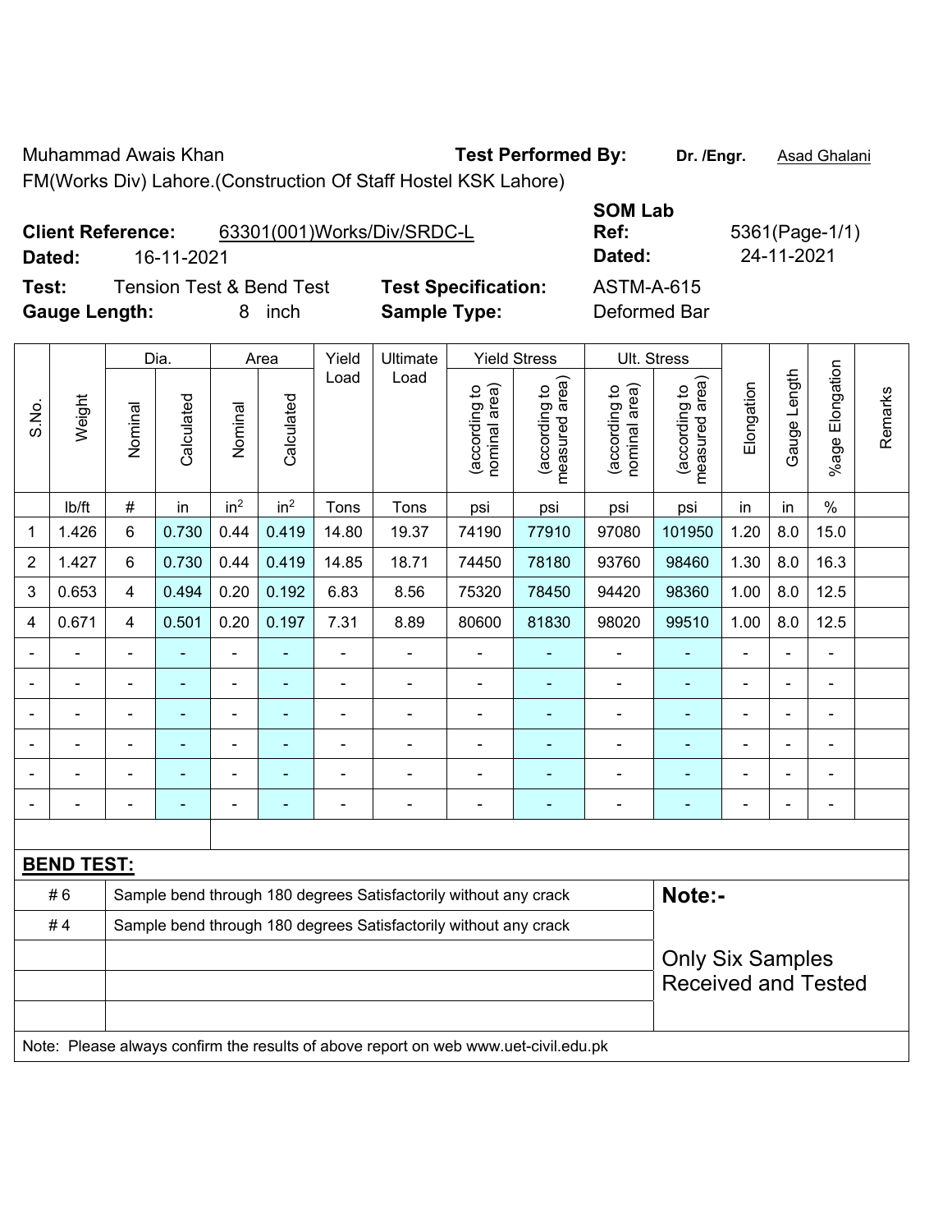Muhammad Awais Khan

FM(Works Div) Lahore.(Construction Of Staff Hostel KSK Lahore)

**Test Performed By:** **Dr. /Engr.** Asad Ghalani

**Client Reference:** 63301(001)Works/Div/SRDC-L

**Dated:** 16-11-2021

**SOM Lab Ref:** 5361(Page-1/1)

**Dated:** 24-11-2021

**Test:** Tension Test & Bend Test

**Gauge Length:** 8 inch

**Test Specification:** ASTM-A-615

**Sample Type:** Deformed Bar

| S.No. | Weight | Dia. | | Area | | Yield Load | Ultimate Load | Yield Stress | | Ult. Stress | | Elongation | Gauge Length | %age Elongation | Remarks |
|---|---|---|---|---|---|---|---|---|---|---|---|---|---|---|---|
| | | Nominal | Calculated | Nominal | Calculated | | | (according to nominal area) | (according to measured area) | (according to nominal area) | (according to measured area) | | | | |
| | lb/ft | # | in | in² | in² | Tons | Tons | psi | psi | psi | psi | in | in | % | |
| 1 | 1.426 | 6 | 0.730 | 0.44 | 0.419 | 14.80 | 19.37 | 74190 | 77910 | 97080 | 101950 | 1.20 | 8.0 | 15.0 | |
| 2 | 1.427 | 6 | 0.730 | 0.44 | 0.419 | 14.85 | 18.71 | 74450 | 78180 | 93760 | 98460 | 1.30 | 8.0 | 16.3 | |
| 3 | 0.653 | 4 | 0.494 | 0.20 | 0.192 | 6.83 | 8.56 | 75320 | 78450 | 94420 | 98360 | 1.00 | 8.0 | 12.5 | |
| 4 | 0.671 | 4 | 0.501 | 0.20 | 0.197 | 7.31 | 8.89 | 80600 | 81830 | 98020 | 99510 | 1.00 | 8.0 | 12.5 | |
| - | - | - | - | - | - | - | - | - | - | - | - | - | - | - | |
| - | - | - | - | - | - | - | - | - | - | - | - | - | - | - | |
| - | - | - | - | - | - | - | - | - | - | - | - | - | - | - | |
| - | - | - | - | - | - | - | - | - | - | - | - | - | - | - | |
| - | - | - | - | - | - | - | - | - | - | - | - | - | - | - | |
| - | - | - | - | - | - | - | - | - | - | - | - | - | - | - | |

**BEND TEST:**

| | | |
|---|---|---|
| # 6 | Sample bend through 180 degrees Satisfactorily without any crack | **Note:-** |
| # 4 | Sample bend through 180 degrees Satisfactorily without any crack | Only Six Samples Received and Tested |

Note: Please always confirm the results of above report on web www.uet-civil.edu.pk